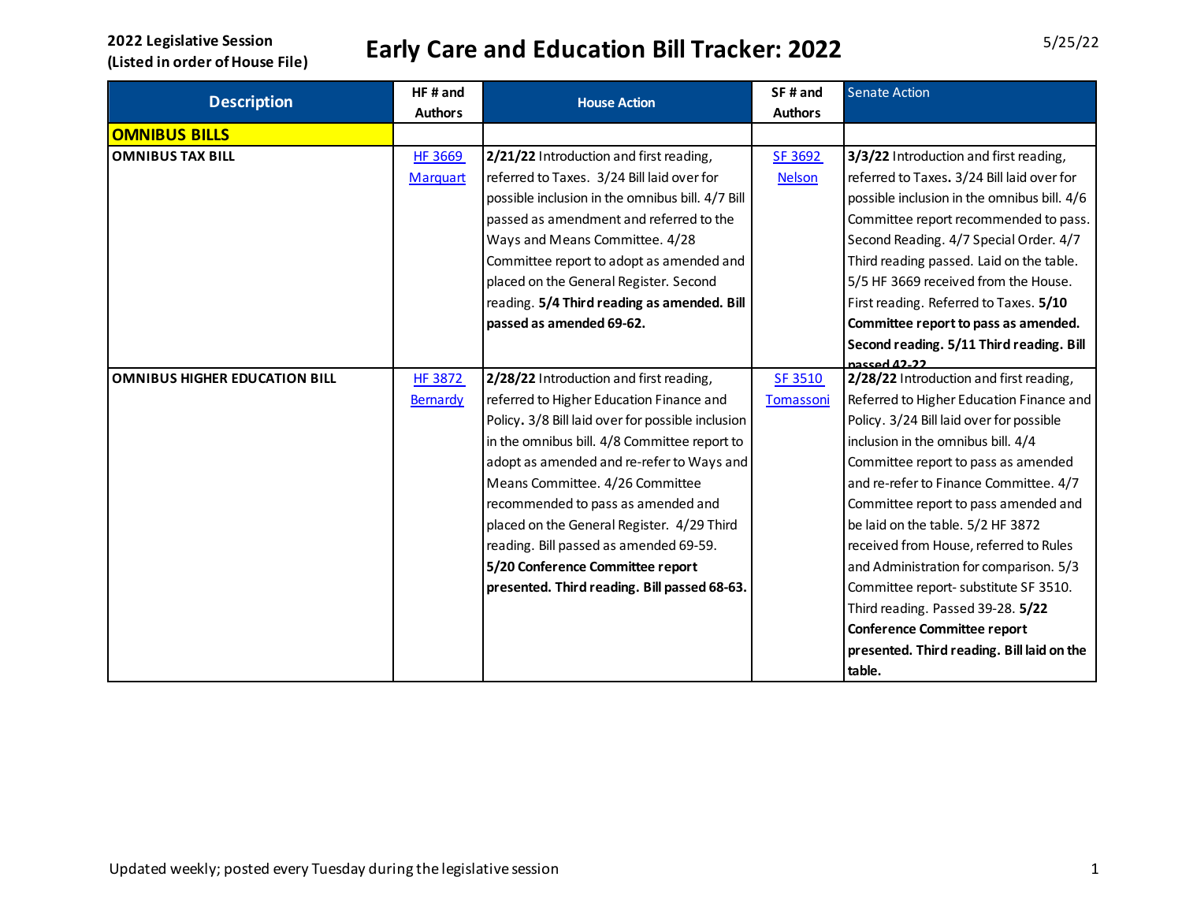2022 Legislative Session
(Listed in order of House File)

# Early Care and Education Bill Tracker: 2022

5/25/22

| Description | HF # and Authors | House Action | SF # and Authors | Senate Action |
|---|---|---|---|---|
| **OMNIBUS BILLS** | | | | |
| **OMNIBUS TAX BILL** | HF 3669 Marquart | **2/21/22** Introduction and first reading, referred to Taxes. 3/24 Bill laid over for possible inclusion in the omnibus bill. 4/7 Bill passed as amendment and referred to the Ways and Means Committee. 4/28 Committee report to adopt as amended and placed on the General Register. Second reading. **5/4 Third reading as amended. Bill passed as amended 69-62.** | SF 3692 Nelson | **3/3/22** Introduction and first reading, referred to Taxes**.** 3/24 Bill laid over for possible inclusion in the omnibus bill. 4/6 Committee report recommended to pass. Second Reading. 4/7 Special Order. 4/7 Third reading passed. Laid on the table. 5/5 HF 3669 received from the House. First reading. Referred to Taxes. **5/10 Committee report to pass as amended. Second reading. 5/11 Third reading. Bill passed 42-22** |
| **OMNIBUS HIGHER EDUCATION BILL** | HF 3872 Bernardy | **2/28/22** Introduction and first reading, referred to Higher Education Finance and Policy**.** 3/8 Bill laid over for possible inclusion in the omnibus bill. 4/8 Committee report to adopt as amended and re-refer to Ways and Means Committee. 4/26 Committee recommended to pass as amended and placed on the General Register. 4/29 Third reading. Bill passed as amended 69-59. **5/20 Conference Committee report presented. Third reading. Bill passed 68-63.** | SF 3510 Tomassoni | **2/28/22** Introduction and first reading, Referred to Higher Education Finance and Policy. 3/24 Bill laid over for possible inclusion in the omnibus bill. 4/4 Committee report to pass as amended and re-refer to Finance Committee. 4/7 Committee report to pass amended and be laid on the table. 5/2 HF 3872 received from House, referred to Rules and Administration for comparison. 5/3 Committee report- substitute SF 3510. Third reading. Passed 39-28. **5/22 Conference Committee report presented. Third reading. Bill laid on the table.** |

Updated weekly; posted every Tuesday during the legislative session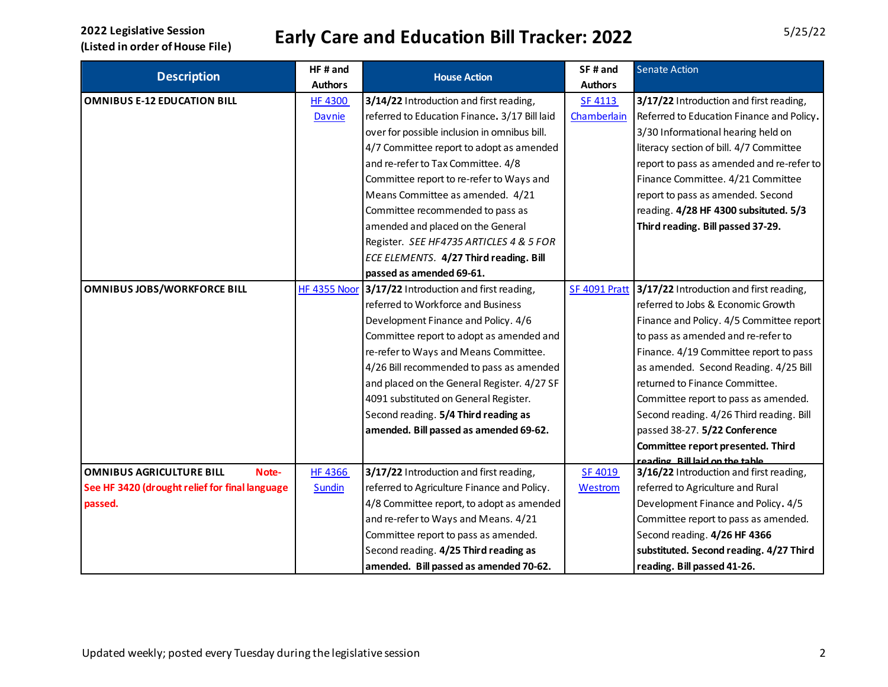**2022 Legislative Session (Listed in order of House File)**

# Early Care and Education Bill Tracker: 2022

5/25/22

| Description | HF # and Authors | House Action | SF # and Authors | Senate Action |
|---|---|---|---|---|
| **OMNIBUS E-12 EDUCATION BILL** | HF 4300 Davnie | **3/14/22** Introduction and first reading, referred to Education Finance. 3/17 Bill laid over for possible inclusion in omnibus bill. 4/7 Committee report to adopt as amended and re-refer to Tax Committee. 4/8 Committee report to re-refer to Ways and Means Committee as amended. 4/21 Committee recommended to pass as amended and placed on the General Register. *SEE HF4735 ARTICLES 4 & 5 FOR ECE ELEMENTS.* **4/27 Third reading. Bill passed as amended 69-61.** | SF 4113 Chamberlain | **3/17/22** Introduction and first reading, Referred to Education Finance and Policy**.** 3/30 Informational hearing held on literacy section of bill. 4/7 Committee report to pass as amended and re-refer to Finance Committee. 4/21 Committee report to pass as amended. Second reading. **4/28 HF 4300 subsituted. 5/3 Third reading. Bill passed 37-29.** |
| **OMNIBUS JOBS/WORKFORCE BILL** | HF 4355 Noor | **3/17/22** Introduction and first reading, referred to Workforce and Business Development Finance and Policy. 4/6 Committee report to adopt as amended and re-refer to Ways and Means Committee. 4/26 Bill recommended to pass as amended and placed on the General Register. 4/27 SF 4091 substituted on General Register. Second reading. **5/4 Third reading as amended. Bill passed as amended 69-62.** | SF 4091 Pratt | **3/17/22** Introduction and first reading, referred to Jobs & Economic Growth Finance and Policy. 4/5 Committee report to pass as amended and re-refer to Finance. 4/19 Committee report to pass as amended. Second Reading. 4/25 Bill returned to Finance Committee. Committee report to pass as amended. Second reading. 4/26 Third reading. Bill passed 38-27. **5/22 Conference Committee report presented. Third reading. Bill laid on the table** |
| **OMNIBUS AGRICULTURE BILL** **Note- See HF 3420 (drought relief for final language passed.** | HF 4366 Sundin | **3/17/22** Introduction and first reading, referred to Agriculture Finance and Policy. 4/8 Committee report, to adopt as amended and re-refer to Ways and Means. 4/21 Committee report to pass as amended. Second reading. **4/25 Third reading as amended. Bill passed as amended 70-62.** | SF 4019 Westrom | **3/16/22** Introduction and first reading, referred to Agriculture and Rural Development Finance and Policy**.** 4/5 Committee report to pass as amended. Second reading. **4/26 HF 4366 substituted. Second reading. 4/27 Third reading. Bill passed 41-26.** |

Updated weekly; posted every Tuesday during the legislative session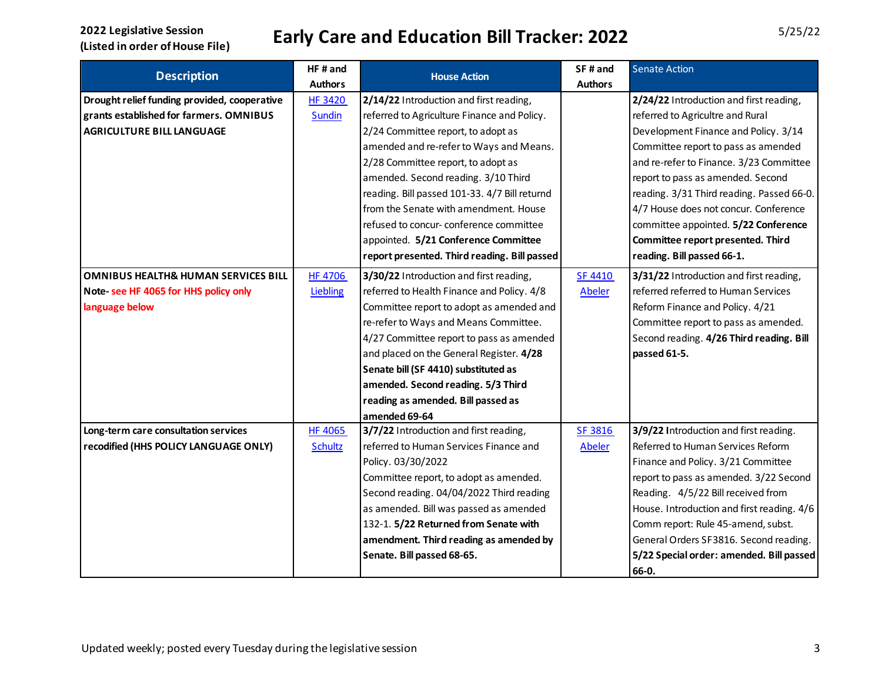2022 Legislative Session
(Listed in order of House File)

# Early Care and Education Bill Tracker: 2022

5/25/22

| Description | HF # and Authors | House Action | SF # and Authors | Senate Action |
|---|---|---|---|---|
| **Drought relief funding provided, cooperative grants established for farmers. OMNIBUS AGRICULTURE BILL LANGUAGE** | HF 3420 Sundin | **2/14/22** Introduction and first reading, referred to Agriculture Finance and Policy. 2/24 Committee report, to adopt as amended and re-refer to Ways and Means. 2/28 Committee report, to adopt as amended. Second reading. 3/10 Third reading. Bill passed 101-33. 4/7 Bill returnd from the Senate with amendment. House refused to concur- conference committee appointed. **5/21 Conference Committee report presented. Third reading. Bill passed** | | **2/24/22** Introduction and first reading, referred to Agricultre and Rural Development Finance and Policy. 3/14 Committee report to pass as amended and re-refer to Finance. 3/23 Committee report to pass as amended. Second reading. 3/31 Third reading. Passed 66-0. 4/7 House does not concur. Conference committee appointed. **5/22 Conference Committee report presented. Third reading. Bill passed 66-1.** |
| **OMNIBUS HEALTH& HUMAN SERVICES BILL Note- see HF 4065 for HHS policy only language below** | HF 4706 Liebling | **3/30/22** Introduction and first reading, referred to Health Finance and Policy. 4/8 Committee report to adopt as amended and re-refer to Ways and Means Committee. 4/27 Committee report to pass as amended and placed on the General Register. **4/28 Senate bill (SF 4410) substituted as amended. Second reading. 5/3 Third reading as amended. Bill passed as amended 69-64** | SF 4410 Abeler | **3/31/22** Introduction and first reading, referred referred to Human Services Reform Finance and Policy. 4/21 Committee report to pass as amended. Second reading. **4/26 Third reading. Bill passed 61-5.** |
| **Long-term care consultation services recodified (HHS POLICY LANGUAGE ONLY)** | HF 4065 Schultz | **3/7/22** Introduction and first reading, referred to Human Services Finance and Policy. 03/30/2022 Committee report, to adopt as amended. Second reading. 04/04/2022 Third reading as amended. Bill was passed as amended 132-1. **5/22 Returned from Senate with amendment. Third reading as amended by Senate. Bill passed 68-65.** | SF 3816 Abeler | **3/9/22 I**ntroduction and first reading. Referred to Human Services Reform Finance and Policy. 3/21 Committee report to pass as amended. 3/22 Second Reading. 4/5/22 Bill received from House. Introduction and first reading. 4/6 Comm report: Rule 45-amend, subst. General Orders SF3816. Second reading. **5/22 Special order: amended. Bill passed 66-0.** |

Updated weekly; posted every Tuesday during the legislative session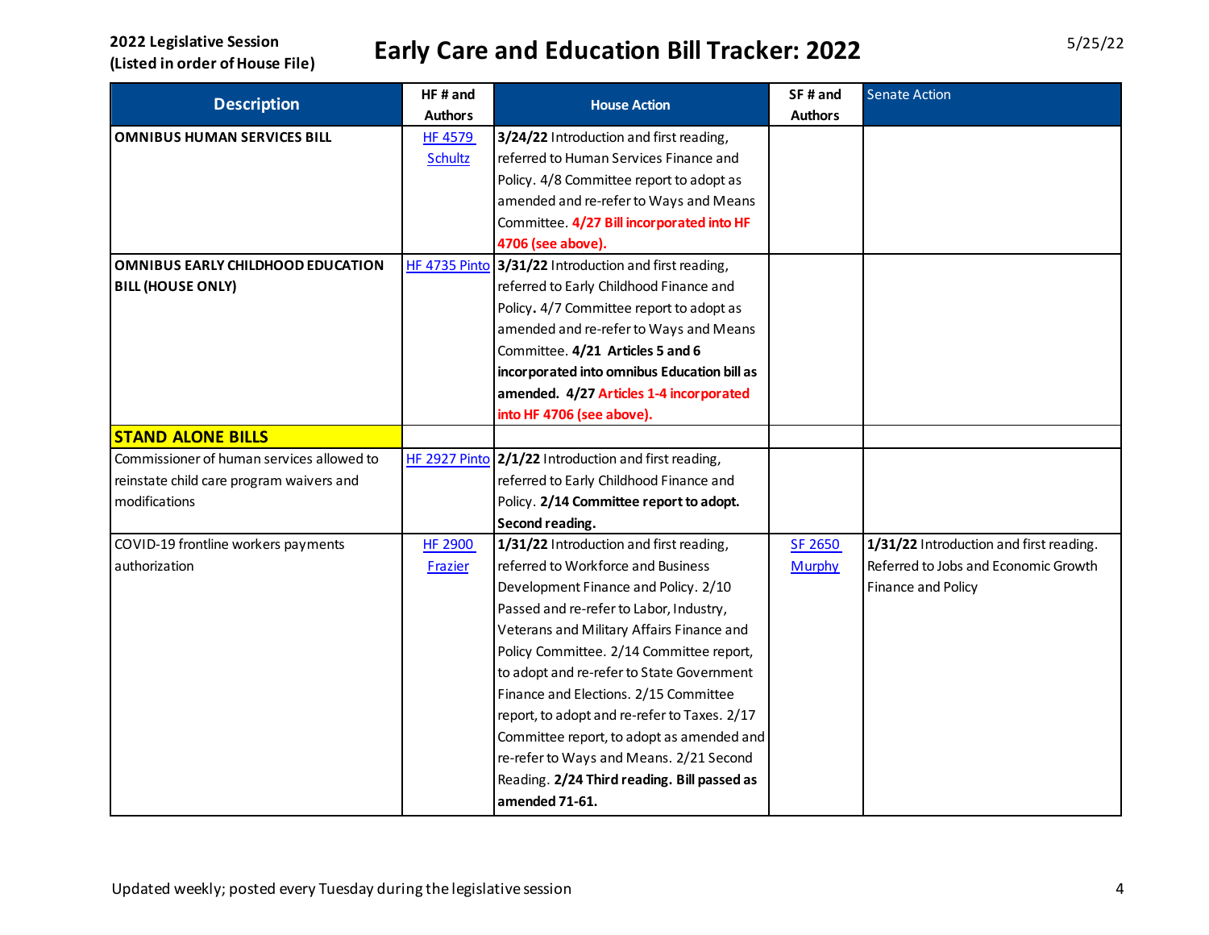**2022 Legislative Session (Listed in order of House File)**

# Early Care and Education Bill Tracker: 2022

5/25/22

| Description | HF # and Authors | House Action | SF # and Authors | Senate Action |
|---|---|---|---|---|
| **OMNIBUS HUMAN SERVICES BILL** | HF 4579 Schultz | **3/24/22** Introduction and first reading, referred to Human Services Finance and Policy. 4/8 Committee report to adopt as amended and re-refer to Ways and Means Committee. **4/27 Bill incorporated into HF 4706 (see above).** | | |
| **OMNIBUS EARLY CHILDHOOD EDUCATION BILL (HOUSE ONLY)** | HF 4735 Pinto | **3/31/22** Introduction and first reading, referred to Early Childhood Finance and Policy**.** 4/7 Committee report to adopt as amended and re-refer to Ways and Means Committee. **4/21 Articles 5 and 6 incorporated into omnibus Education bill as amended. 4/27 Articles 1-4 incorporated into HF 4706 (see above).** | | |
| **STAND ALONE BILLS** | | | | |
| Commissioner of human services allowed to reinstate child care program waivers and modifications | HF 2927 Pinto | **2/1/22** Introduction and first reading, referred to Early Childhood Finance and Policy. **2/14 Committee report to adopt. Second reading.** | | |
| COVID-19 frontline workers payments authorization | HF 2900 Frazier | **1/31/22** Introduction and first reading, referred to Workforce and Business Development Finance and Policy. 2/10 Passed and re-refer to Labor, Industry, Veterans and Military Affairs Finance and Policy Committee. 2/14 Committee report, to adopt and re-refer to State Government Finance and Elections. 2/15 Committee report, to adopt and re-refer to Taxes. 2/17 Committee report, to adopt as amended and re-refer to Ways and Means. 2/21 Second Reading. **2/24 Third reading. Bill passed as amended 71-61.** | SF 2650 Murphy | **1/31/22** Introduction and first reading. Referred to Jobs and Economic Growth Finance and Policy |

Updated weekly; posted every Tuesday during the legislative session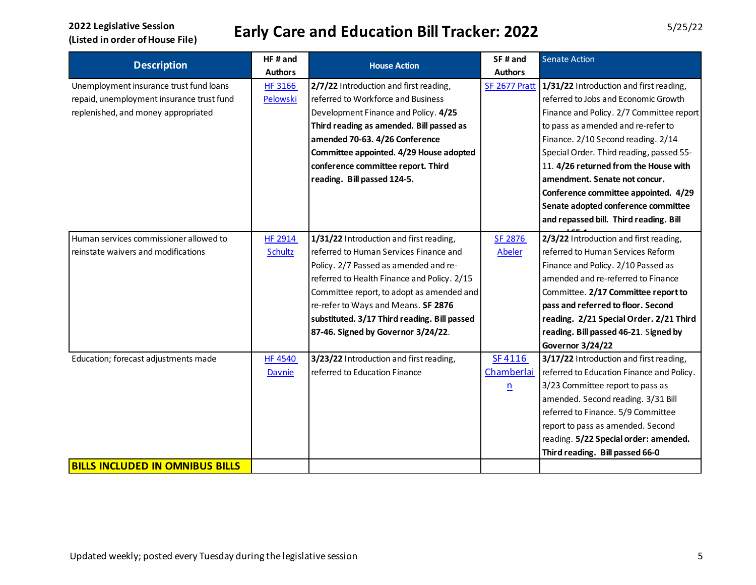**2022 Legislative Session**
**(Listed in order of House File)**

# Early Care and Education Bill Tracker: 2022

5/25/22

| Description | HF # and Authors | House Action | SF # and Authors | Senate Action |
|---|---|---|---|---|
| Unemployment insurance trust fund loans repaid, unemployment insurance trust fund replenished, and money appropriated | HF 3166 Pelowski | **2/7/22** Introduction and first reading, referred to Workforce and Business Development Finance and Policy. **4/25 Third reading as amended. Bill passed as amended 70-63. 4/26 Conference Committee appointed. 4/29 House adopted conference committee report. Third reading. Bill passed 124-5.** | SF 2677 Pratt | **1/31/22** Introduction and first reading, referred to Jobs and Economic Growth Finance and Policy. 2/7 Committee report to pass as amended and re-refer to Finance. 2/10 Second reading. 2/14 Special Order. Third reading, passed 55-11. **4/26 returned from the House with amendment. Senate not concur. Conference committee appointed. 4/29 Senate adopted conference committee and repassed bill. Third reading. Bill** |
| Human services commissioner allowed to reinstate waivers and modifications | HF 2914 Schultz | **1/31/22** Introduction and first reading, referred to Human Services Finance and Policy. 2/7 Passed as amended and re-referred to Health Finance and Policy. 2/15 Committee report, to adopt as amended and re-refer to Ways and Means. **SF 2876 substituted. 3/17 Third reading. Bill passed 87-46. Signed by Governor 3/24/22**. | SF 2876 Abeler | **2/3/22** Introduction and first reading, referred to Human Services Reform Finance and Policy. 2/10 Passed as amended and re-referred to Finance Committee. **2/17 Committee report to pass and referred to floor. Second reading. 2/21 Special Order. 2/21 Third reading. Bill passed 46-21**. **Signed by Governor 3/24/22** |
| Education; forecast adjustments made | HF 4540 Davnie | **3/23/22** Introduction and first reading, referred to Education Finance | SF 4116 Chamberlain | **3/17/22** Introduction and first reading, referred to Education Finance and Policy. 3/23 Committee report to pass as amended. Second reading. 3/31 Bill referred to Finance. 5/9 Committee report to pass as amended. Second reading. **5/22 Special order: amended. Third reading. Bill passed 66-0** |
| **BILLS INCLUDED IN OMNIBUS BILLS** | | | | |

Updated weekly; posted every Tuesday during the legislative session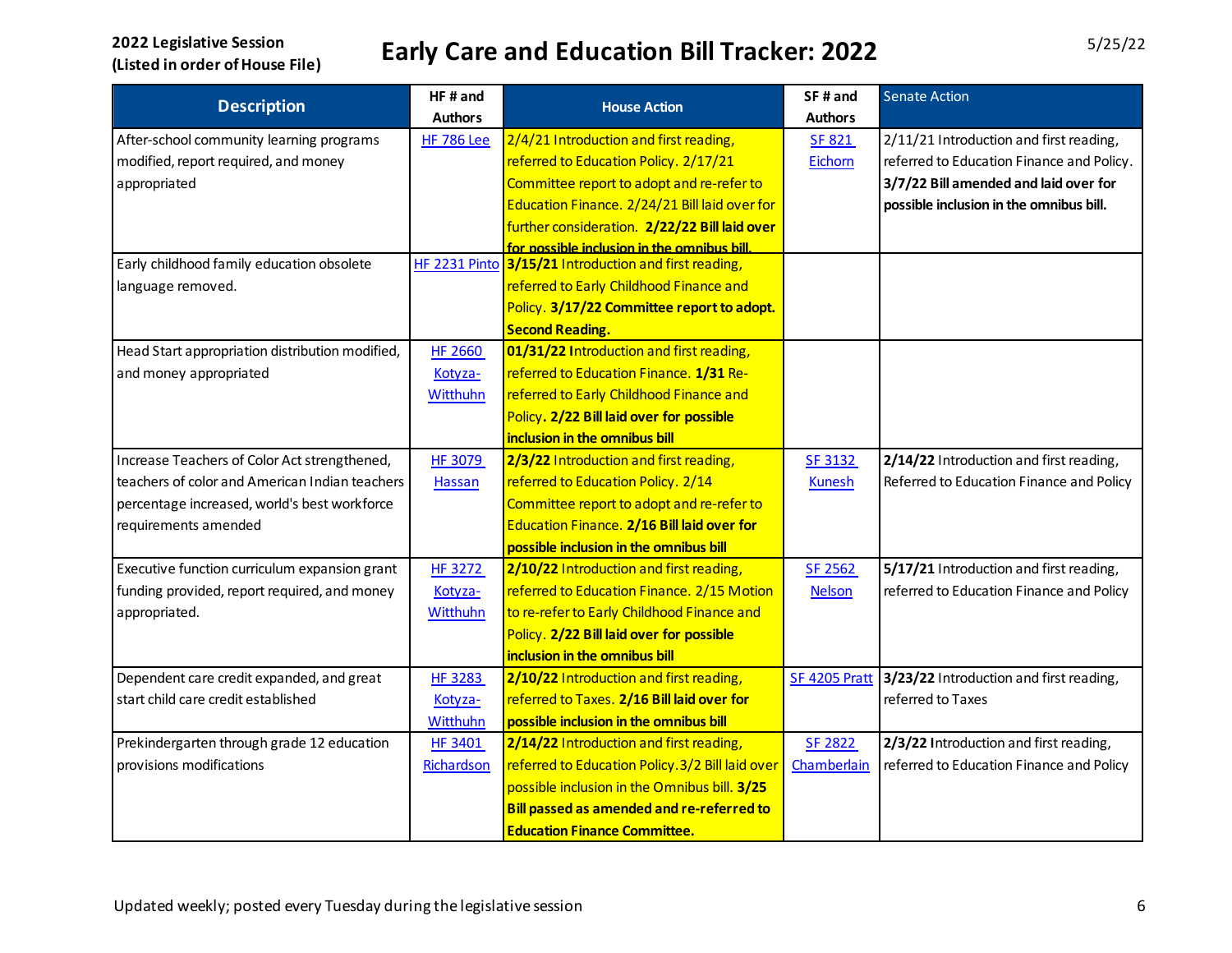**2022 Legislative Session**
**(Listed in order of House File)**

# Early Care and Education Bill Tracker: 2022

5/25/22

| Description | HF # and Authors | House Action | SF # and Authors | Senate Action |
|---|---|---|---|---|
| After-school community learning programs modified, report required, and money appropriated | HF 786 Lee | 2/4/21 Introduction and first reading, referred to Education Policy. 2/17/21 Committee report to adopt and re-refer to Education Finance. 2/24/21 Bill laid over for further consideration. **2/22/22 Bill laid over for possible inclusion in the omnibus bill.** | SF 821 Eichorn | 2/11/21 Introduction and first reading, referred to Education Finance and Policy. **3/7/22 Bill amended and laid over for possible inclusion in the omnibus bill.** |
| Early childhood family education obsolete language removed. | HF 2231 Pinto | **3/15/21** Introduction and first reading, referred to Early Childhood Finance and Policy. **3/17/22 Committee report to adopt. Second Reading.** | | |
| Head Start appropriation distribution modified, and money appropriated | HF 2660 Kotyza-Witthuhn | **01/31/22 I**ntroduction and first reading, referred to Education Finance. **1/31** Re-referred to Early Childhood Finance and Policy**. 2/22 Bill laid over for possible inclusion in the omnibus bill** | | |
| Increase Teachers of Color Act strengthened, teachers of color and American Indian teachers percentage increased, world's best workforce requirements amended | HF 3079 Hassan | **2/3/22** Introduction and first reading, referred to Education Policy. 2/14 Committee report to adopt and re-refer to Education Finance. **2/16 Bill laid over for possible inclusion in the omnibus bill** | SF 3132 Kunesh | **2/14/22** Introduction and first reading, Referred to Education Finance and Policy |
| Executive function curriculum expansion grant funding provided, report required, and money appropriated. | HF 3272 Kotyza-Witthuhn | **2/10/22** Introduction and first reading, referred to Education Finance. 2/15 Motion to re-refer to Early Childhood Finance and Policy. **2/22 Bill laid over for possible inclusion in the omnibus bill** | SF 2562 Nelson | **5/17/21** Introduction and first reading, referred to Education Finance and Policy |
| Dependent care credit expanded, and great start child care credit established | HF 3283 Kotyza-Witthuhn | **2/10/22** Introduction and first reading, referred to Taxes. **2/16 Bill laid over for possible inclusion in the omnibus bill** | SF 4205 Pratt | **3/23/22** Introduction and first reading, referred to Taxes |
| Prekindergarten through grade 12 education provisions modifications | HF 3401 Richardson | **2/14/22** Introduction and first reading, referred to Education Policy.3/2 Bill laid over possible inclusion in the Omnibus bill. **3/25 Bill passed as amended and re-referred to Education Finance Committee.** | SF 2822 Chamberlain | **2/3/22 I**ntroduction and first reading, referred to Education Finance and Policy |

Updated weekly; posted every Tuesday during the legislative session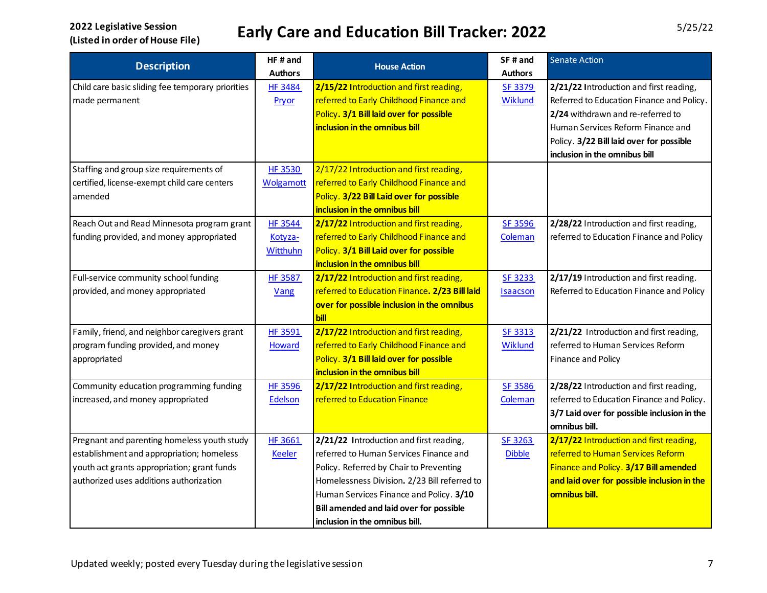**2022 Legislative Session**
**(Listed in order of House File)**

# Early Care and Education Bill Tracker: 2022

5/25/22

| Description | HF # and Authors | House Action | SF # and Authors | Senate Action |
|---|---|---|---|---|
| Child care basic sliding fee temporary priorities made permanent | HF 3484 Pryor | **2/15/22** Introduction and first reading, referred to Early Childhood Finance and Policy. **3/1 Bill laid over for possible inclusion in the omnibus bill** | SF 3379 Wiklund | **2/21/22** Introduction and first reading, Referred to Education Finance and Policy. **2/24** withdrawn and re-referred to Human Services Reform Finance and Policy. **3/22 Bill laid over for possible inclusion in the omnibus bill** |
| Staffing and group size requirements of certified, license-exempt child care centers amended | HF 3530 Wolgamott | 2/17/22 Introduction and first reading, referred to Early Childhood Finance and Policy. **3/22 Bill Laid over for possible inclusion in the omnibus bill** | | |
| Reach Out and Read Minnesota program grant funding provided, and money appropriated | HF 3544 Kotyza-Witthuhn | **2/17/22** Introduction and first reading, referred to Early Childhood Finance and Policy. **3/1 Bill Laid over for possible inclusion in the omnibus bill** | SF 3596 Coleman | **2/28/22** Introduction and first reading, referred to Education Finance and Policy |
| Full-service community school funding provided, and money appropriated | HF 3587 Vang | **2/17/22** Introduction and first reading, referred to Education Finance**. 2/23 Bill laid over for possible inclusion in the omnibus bill** | SF 3233 Isaacson | **2/17/19** Introduction and first reading. Referred to Education Finance and Policy |
| Family, friend, and neighbor caregivers grant program funding provided, and money appropriated | HF 3591 Howard | **2/17/22** Introduction and first reading, referred to Early Childhood Finance and Policy. **3/1 Bill laid over for possible inclusion in the omnibus bill** | SF 3313 Wiklund | **2/21/22** Introduction and first reading, referred to Human Services Reform Finance and Policy |
| Community education programming funding increased, and money appropriated | HF 3596 Edelson | **2/17/22** Introduction and first reading, referred to Education Finance | SF 3586 Coleman | **2/28/22** Introduction and first reading, referred to Education Finance and Policy. **3/7 Laid over for possible inclusion in the omnibus bill.** |
| Pregnant and parenting homeless youth study establishment and appropriation; homeless youth act grants appropriation; grant funds authorized uses additions authorization | HF 3661 Keeler | **2/21/22** Introduction and first reading, referred to Human Services Finance and Policy. Referred by Chair to Preventing Homelessness Division**.** 2/23 Bill referred to Human Services Finance and Policy. **3/10 Bill amended and laid over for possible inclusion in the omnibus bill.** | SF 3263 Dibble | **2/17/22** Introduction and first reading, referred to Human Services Reform Finance and Policy. **3/17 Bill amended and laid over for possible inclusion in the omnibus bill.** |

Updated weekly; posted every Tuesday during the legislative session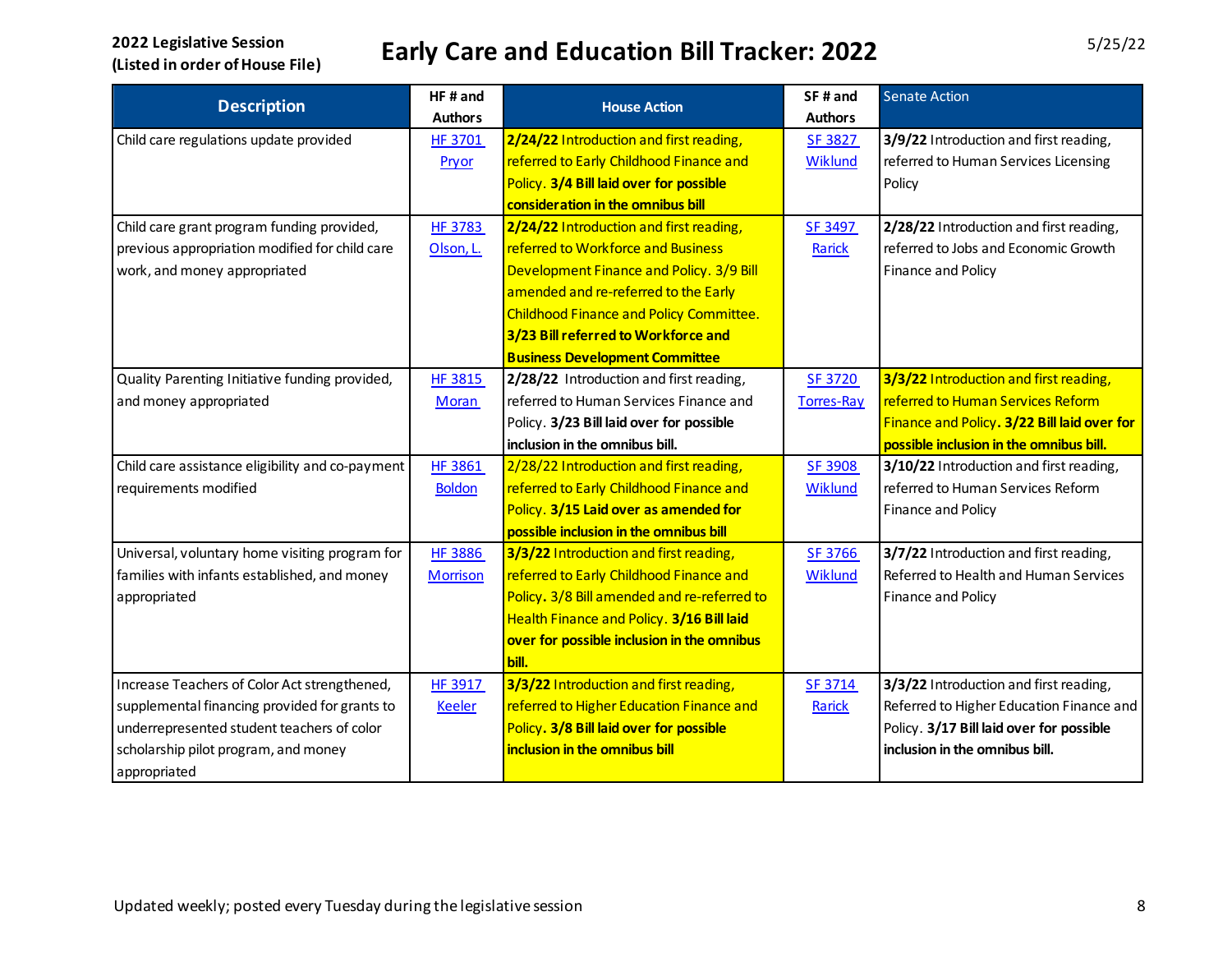**2022 Legislative Session**
**(Listed in order of House File)**

# Early Care and Education Bill Tracker: 2022

5/25/22

| Description | HF # and Authors | House Action | SF # and Authors | Senate Action |
|---|---|---|---|---|
| Child care regulations update provided | HF 3701 Pryor | **2/24/22** Introduction and first reading, referred to Early Childhood Finance and Policy. **3/4 Bill laid over for possible consideration in the omnibus bill** | SF 3827 Wiklund | **3/9/22** Introduction and first reading, referred to Human Services Licensing Policy |
| Child care grant program funding provided, previous appropriation modified for child care work, and money appropriated | HF 3783 Olson, L. | **2/24/22** Introduction and first reading, referred to Workforce and Business Development Finance and Policy. 3/9 Bill amended and re-referred to the Early Childhood Finance and Policy Committee. **3/23 Bill referred to Workforce and Business Development Committee** | SF 3497 Rarick | **2/28/22** Introduction and first reading, referred to Jobs and Economic Growth Finance and Policy |
| Quality Parenting Initiative funding provided, and money appropriated | HF 3815 Moran | **2/28/22** Introduction and first reading, referred to Human Services Finance and Policy. **3/23 Bill laid over for possible inclusion in the omnibus bill.** | SF 3720 Torres-Ray | **3/3/22** Introduction and first reading, referred to Human Services Reform Finance and Policy. **3/22 Bill laid over for possible inclusion in the omnibus bill.** |
| Child care assistance eligibility and co-payment requirements modified | HF 3861 Boldon | 2/28/22 Introduction and first reading, referred to Early Childhood Finance and Policy. **3/15 Laid over as amended for possible inclusion in the omnibus bill** | SF 3908 Wiklund | **3/10/22** Introduction and first reading, referred to Human Services Reform Finance and Policy |
| Universal, voluntary home visiting program for families with infants established, and money appropriated | HF 3886 Morrison | **3/3/22** Introduction and first reading, referred to Early Childhood Finance and Policy. 3/8 Bill amended and re-referred to Health Finance and Policy. **3/16 Bill laid over for possible inclusion in the omnibus bill.** | SF 3766 Wiklund | **3/7/22** Introduction and first reading, Referred to Health and Human Services Finance and Policy |
| Increase Teachers of Color Act strengthened, supplemental financing provided for grants to underrepresented student teachers of color scholarship pilot program, and money appropriated | HF 3917 Keeler | **3/3/22** Introduction and first reading, referred to Higher Education Finance and Policy. **3/8 Bill laid over for possible inclusion in the omnibus bill** | SF 3714 Rarick | **3/3/22** Introduction and first reading, Referred to Higher Education Finance and Policy. **3/17 Bill laid over for possible inclusion in the omnibus bill.** |

Updated weekly; posted every Tuesday during the legislative session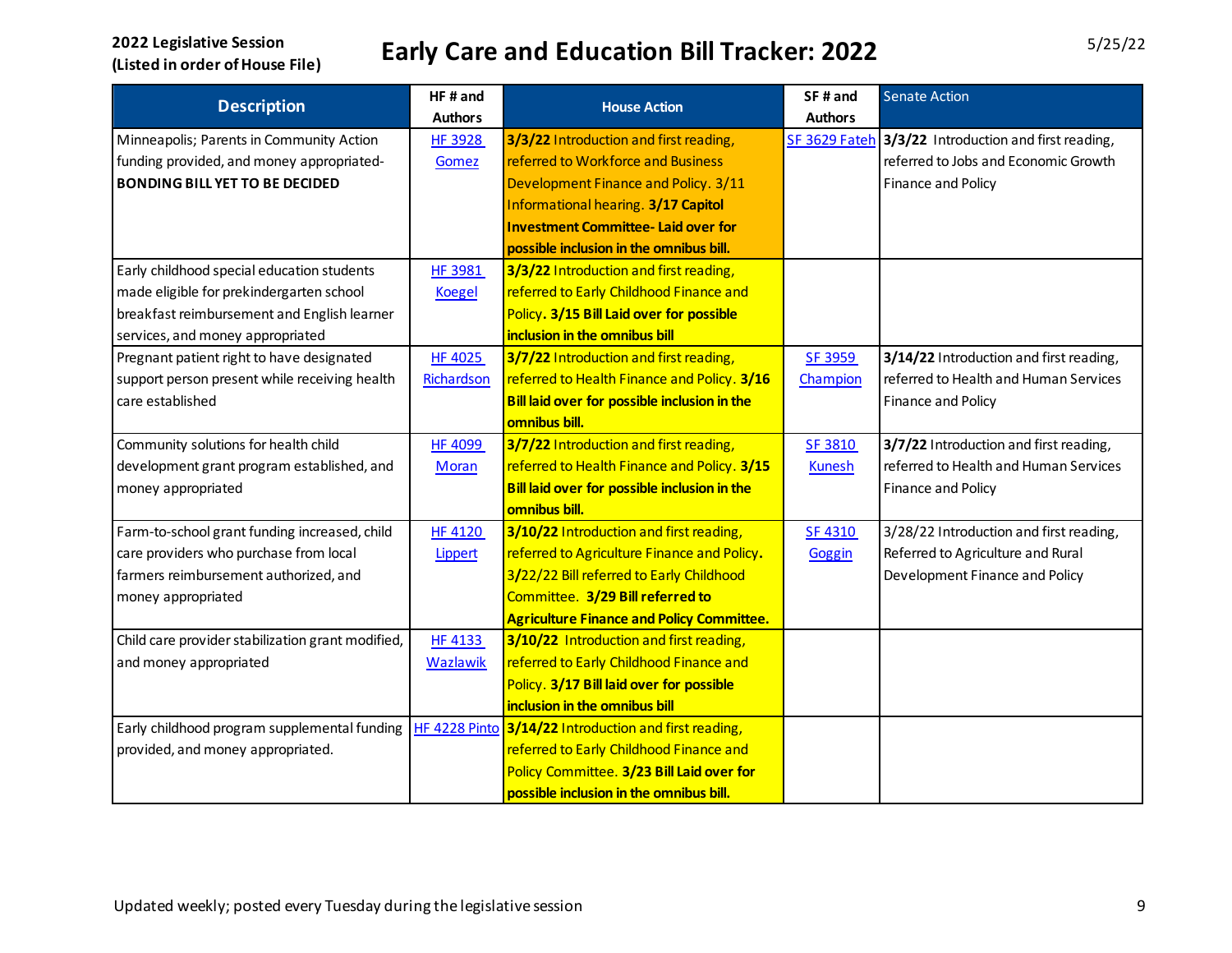**2022 Legislative Session**
**(Listed in order of House File)**

# Early Care and Education Bill Tracker: 2022

5/25/22

| Description | HF # and Authors | House Action | SF # and Authors | Senate Action |
|---|---|---|---|---|
| Minneapolis; Parents in Community Action funding provided, and money appropriated- **BONDING BILL YET TO BE DECIDED** | HF 3928 Gomez | **3/3/22** Introduction and first reading, referred to Workforce and Business Development Finance and Policy. 3/11 Informational hearing. **3/17 Capitol Investment Committee- Laid over for possible inclusion in the omnibus bill.** | SF 3629 Fateh | **3/3/22** Introduction and first reading, referred to Jobs and Economic Growth Finance and Policy |
| Early childhood special education students made eligible for prekindergarten school breakfast reimbursement and English learner services, and money appropriated | HF 3981 Koegel | **3/3/22** Introduction and first reading, referred to Early Childhood Finance and Policy. **3/15 Bill Laid over for possible inclusion in the omnibus bill** | | |
| Pregnant patient right to have designated support person present while receiving health care established | HF 4025 Richardson | **3/7/22** Introduction and first reading, referred to Health Finance and Policy. **3/16 Bill laid over for possible inclusion in the omnibus bill.** | SF 3959 Champion | **3/14/22** Introduction and first reading, referred to Health and Human Services Finance and Policy |
| Community solutions for health child development grant program established, and money appropriated | HF 4099 Moran | **3/7/22** Introduction and first reading, referred to Health Finance and Policy. **3/15 Bill laid over for possible inclusion in the omnibus bill.** | SF 3810 Kunesh | **3/7/22** Introduction and first reading, referred to Health and Human Services Finance and Policy |
| Farm-to-school grant funding increased, child care providers who purchase from local farmers reimbursement authorized, and money appropriated | HF 4120 Lippert | **3/10/22** Introduction and first reading, referred to Agriculture Finance and Policy**.** 3/22/22 Bill referred to Early Childhood Committee. **3/29 Bill referred to Agriculture Finance and Policy Committee.** | SF 4310 Goggin | 3/28/22 Introduction and first reading, Referred to Agriculture and Rural Development Finance and Policy |
| Child care provider stabilization grant modified, and money appropriated | HF 4133 Wazlawik | **3/10/22** Introduction and first reading, referred to Early Childhood Finance and Policy. **3/17 Bill laid over for possible inclusion in the omnibus bill** | | |
| Early childhood program supplemental funding provided, and money appropriated. | HF 4228 Pinto | **3/14/22** Introduction and first reading, referred to Early Childhood Finance and Policy Committee. **3/23 Bill Laid over for possible inclusion in the omnibus bill.** | | |

Updated weekly; posted every Tuesday during the legislative session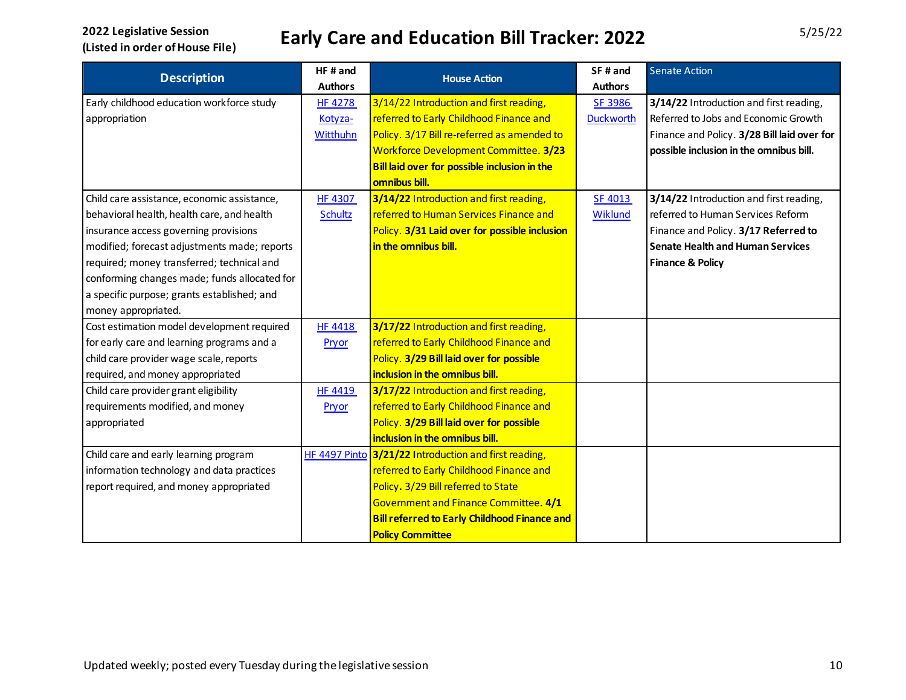**2022 Legislative Session**
**(Listed in order of House File)**

# Early Care and Education Bill Tracker: 2022

5/25/22

| Description | HF # and Authors | House Action | SF # and Authors | Senate Action |
|---|---|---|---|---|
| Early childhood education workforce study appropriation | HF 4278 Kotyza-Witthuhn | 3/14/22 Introduction and first reading, referred to Early Childhood Finance and Policy. 3/17 Bill re-referred as amended to Workforce Development Committee. **3/23 Bill laid over for possible inclusion in the omnibus bill.** | SF 3986 Duckworth | 3/14/22 Introduction and first reading, Referred to Jobs and Economic Growth Finance and Policy. **3/28 Bill laid over for possible inclusion in the omnibus bill.** |
| Child care assistance, economic assistance, behavioral health, health care, and health insurance access governing provisions modified; forecast adjustments made; reports required; money transferred; technical and conforming changes made; funds allocated for a specific purpose; grants established; and money appropriated. | HF 4307 Schultz | **3/14/22** Introduction and first reading, referred to Human Services Finance and Policy. **3/31 Laid over for possible inclusion in the omnibus bill.** | SF 4013 Wiklund | **3/14/22** Introduction and first reading, referred to Human Services Reform Finance and Policy. **3/17 Referred to Senate Health and Human Services Finance & Policy** |
| Cost estimation model development required for early care and learning programs and a child care provider wage scale, reports required, and money appropriated | HF 4418 Pryor | **3/17/22** Introduction and first reading, referred to Early Childhood Finance and Policy. **3/29 Bill laid over for possible inclusion in the omnibus bill.** | | |
| Child care provider grant eligibility requirements modified, and money appropriated | HF 4419 Pryor | **3/17/22** Introduction and first reading, referred to Early Childhood Finance and Policy. **3/29 Bill laid over for possible inclusion in the omnibus bill.** | | |
| Child care and early learning program information technology and data practices report required, and money appropriated | HF 4497 Pinto | **3/21/22 I**ntroduction and first reading, referred to Early Childhood Finance and Policy**.** 3/29 Bill referred to State Government and Finance Committee. **4/1 Bill referred to Early Childhood Finance and Policy Committee** | | |

Updated weekly; posted every Tuesday during the legislative session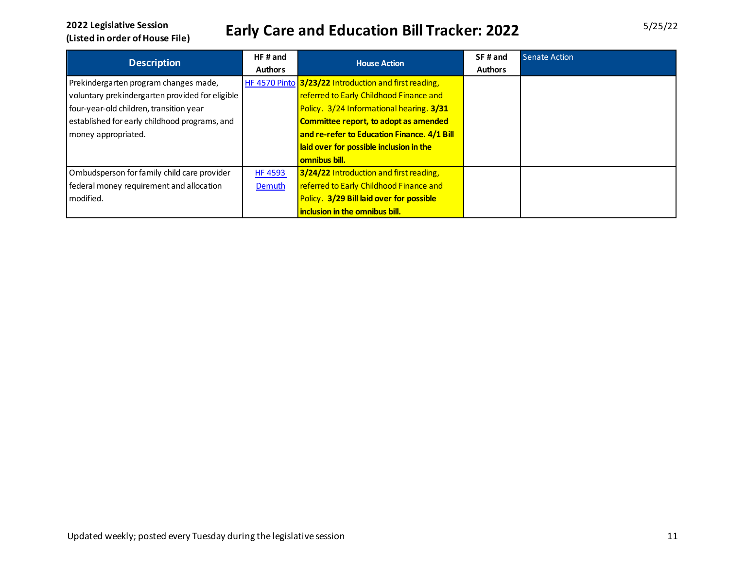**2022 Legislative Session**
**(Listed in order of House File)**

# Early Care and Education Bill Tracker: 2022

5/25/22

| Description | HF # and Authors | House Action | SF # and Authors | Senate Action |
| --- | --- | --- | --- | --- |
| Prekindergarten program changes made, voluntary prekindergarten provided for eligible four-year-old children, transition year established for early childhood programs, and money appropriated. | HF 4570 Pinto | **3/23/22** Introduction and first reading, referred to Early Childhood Finance and Policy. 3/24 Informational hearing. **3/31 Committee report, to adopt as amended and re-refer to Education Finance. 4/1 Bill laid over for possible inclusion in the omnibus bill.** | | |
| Ombudsperson for family child care provider federal money requirement and allocation modified. | HF 4593 Demuth | **3/24/22** Introduction and first reading, referred to Early Childhood Finance and Policy. **3/29 Bill laid over for possible inclusion in the omnibus bill.** | | |

Updated weekly; posted every Tuesday during the legislative session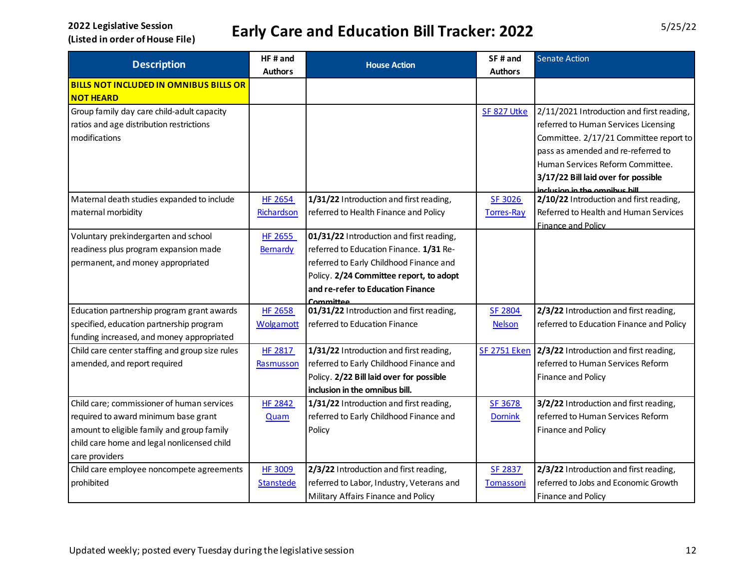**2022 Legislative Session**
**(Listed in order of House File)**

# Early Care and Education Bill Tracker: 2022

5/25/22

| Description | HF # and Authors | House Action | SF # and Authors | Senate Action |
|---|---|---|---|---|
| **BILLS NOT INCLUDED IN OMNIBUS BILLS OR NOT HEARD** | | | | |
| Group family day care child-adult capacity ratios and age distribution restrictions modifications | | | SF 827 Utke | 2/11/2021 Introduction and first reading, referred to Human Services Licensing Committee. 2/17/21 Committee report to pass as amended and re-referred to Human Services Reform Committee. **3/17/22 Bill laid over for possible inclusion in the omnibus bill** |
| Maternal death studies expanded to include maternal morbidity | HF 2654 Richardson | **1/31/22** Introduction and first reading, referred to Health Finance and Policy | SF 3026 Torres-Ray | **2/10/22** Introduction and first reading, Referred to Health and Human Services Finance and Policy |
| Voluntary prekindergarten and school readiness plus program expansion made permanent, and money appropriated | HF 2655 Bernardy | **01/31/22** Introduction and first reading, referred to Education Finance. **1/31** Re-referred to Early Childhood Finance and Policy. **2/24 Committee report, to adopt and re-refer to Education Finance Committee** | | |
| Education partnership program grant awards specified, education partnership program funding increased, and money appropriated | HF 2658 Wolgamott | **01/31/22** Introduction and first reading, referred to Education Finance | SF 2804 Nelson | **2/3/22** Introduction and first reading, referred to Education Finance and Policy |
| Child care center staffing and group size rules amended, and report required | HF 2817 Rasmusson | **1/31/22** Introduction and first reading, referred to Early Childhood Finance and Policy. **2/22 Bill laid over for possible inclusion in the omnibus bill.** | SF 2751 Eken | **2/3/22** Introduction and first reading, referred to Human Services Reform Finance and Policy |
| Child care; commissioner of human services required to award minimum base grant amount to eligible family and group family child care home and legal nonlicensed child care providers | HF 2842 Quam | **1/31/22** Introduction and first reading, referred to Early Childhood Finance and Policy | SF 3678 Dornink | **3/2/22** Introduction and first reading, referred to Human Services Reform Finance and Policy |
| Child care employee noncompete agreements prohibited | HF 3009 Stanstede | **2/3/22** Introduction and first reading, referred to Labor, Industry, Veterans and Military Affairs Finance and Policy | SF 2837 Tomassoni | **2/3/22** Introduction and first reading, referred to Jobs and Economic Growth Finance and Policy |

Updated weekly; posted every Tuesday during the legislative session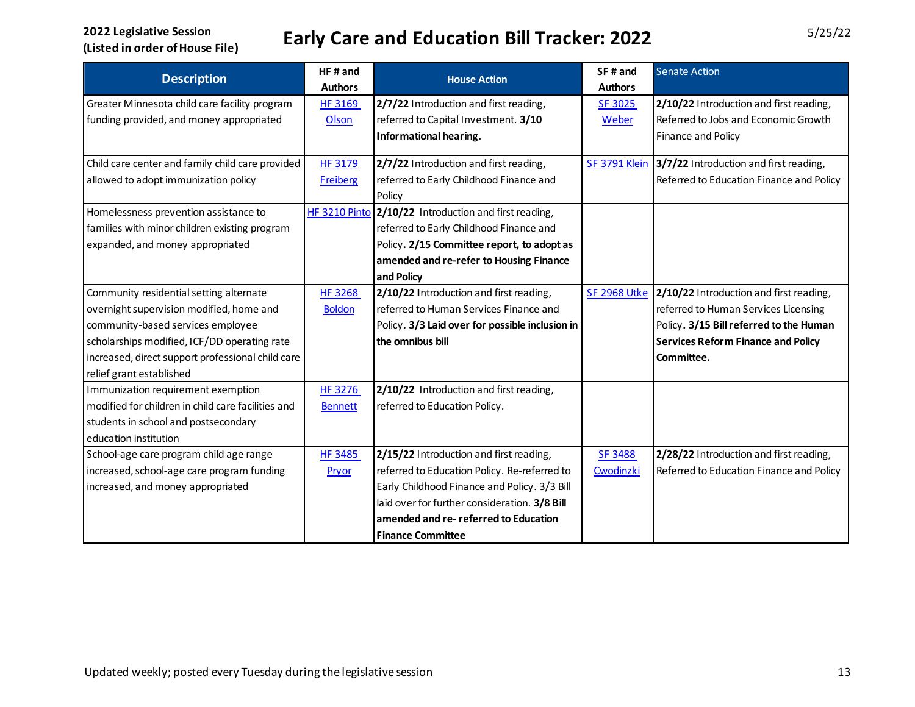**2022 Legislative Session (Listed in order of House File)**

# Early Care and Education Bill Tracker: 2022

5/25/22

| Description | HF # and Authors | House Action | SF # and Authors | Senate Action |
|---|---|---|---|---|
| Greater Minnesota child care facility program funding provided, and money appropriated | HF 3169 Olson | **2/7/22** Introduction and first reading, referred to Capital Investment. **3/10 Informational hearing.** | SF 3025 Weber | **2/10/22** Introduction and first reading, Referred to Jobs and Economic Growth Finance and Policy |
| Child care center and family child care provided allowed to adopt immunization policy | HF 3179 Freiberg | **2/7/22** Introduction and first reading, referred to Early Childhood Finance and Policy | SF 3791 Klein | **3/7/22** Introduction and first reading, Referred to Education Finance and Policy |
| Homelessness prevention assistance to families with minor children existing program expanded, and money appropriated | HF 3210 Pinto | **2/10/22** Introduction and first reading, referred to Early Childhood Finance and Policy**. 2/15 Committee report, to adopt as amended and re-refer to Housing Finance and Policy** | | |
| Community residential setting alternate overnight supervision modified, home and community-based services employee scholarships modified, ICF/DD operating rate increased, direct support professional child care relief grant established | HF 3268 Boldon | **2/10/22** Introduction and first reading, referred to Human Services Finance and Policy**. 3/3 Laid over for possible inclusion in the omnibus bill** | SF 2968 Utke | **2/10/22** Introduction and first reading, referred to Human Services Licensing Policy**. 3/15 Bill referred to the Human Services Reform Finance and Policy Committee.** |
| Immunization requirement exemption modified for children in child care facilities and students in school and postsecondary education institution | HF 3276 Bennett | **2/10/22** Introduction and first reading, referred to Education Policy. | | |
| School-age care program child age range increased, school-age care program funding increased, and money appropriated | HF 3485 Pryor | **2/15/22** Introduction and first reading, referred to Education Policy. Re-referred to Early Childhood Finance and Policy. 3/3 Bill laid over for further consideration. **3/8 Bill amended and re- referred to Education Finance Committee** | SF 3488 Cwodinzki | **2/28/22** Introduction and first reading, Referred to Education Finance and Policy |

Updated weekly; posted every Tuesday during the legislative session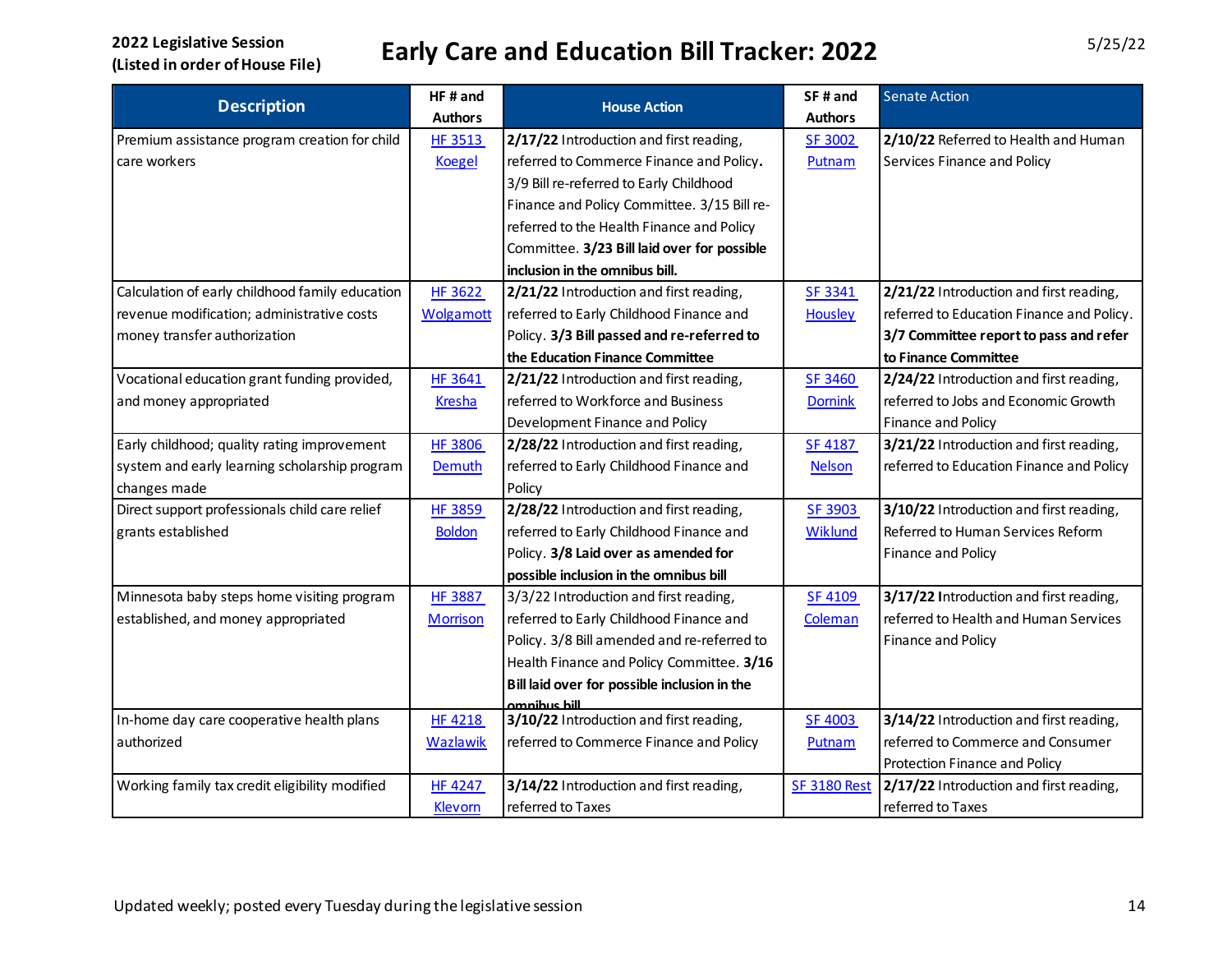**2022 Legislative Session**
**(Listed in order of House File)**

# Early Care and Education Bill Tracker: 2022

5/25/22

| Description | HF # and Authors | House Action | SF # and Authors | Senate Action |
|---|---|---|---|---|
| Premium assistance program creation for child care workers | HF 3513 Koegel | **2/17/22** Introduction and first reading, referred to Commerce Finance and Policy**.** 3/9 Bill re-referred to Early Childhood Finance and Policy Committee. 3/15 Bill re-referred to the Health Finance and Policy Committee. **3/23 Bill laid over for possible inclusion in the omnibus bill.** | SF 3002 Putnam | **2/10/22** Referred to Health and Human Services Finance and Policy |
| Calculation of early childhood family education revenue modification; administrative costs money transfer authorization | HF 3622 Wolgamott | **2/21/22** Introduction and first reading, referred to Early Childhood Finance and Policy. **3/3 Bill passed and re-referred to the Education Finance Committee** | SF 3341 Housley | **2/21/22** Introduction and first reading, referred to Education Finance and Policy. **3/7 Committee report to pass and refer to Finance Committee** |
| Vocational education grant funding provided, and money appropriated | HF 3641 Kresha | **2/21/22** Introduction and first reading, referred to Workforce and Business Development Finance and Policy | SF 3460 Dornink | **2/24/22** Introduction and first reading, referred to Jobs and Economic Growth Finance and Policy |
| Early childhood; quality rating improvement system and early learning scholarship program changes made | HF 3806 Demuth | **2/28/22** Introduction and first reading, referred to Early Childhood Finance and Policy | SF 4187 Nelson | **3/21/22** Introduction and first reading, referred to Education Finance and Policy |
| Direct support professionals child care relief grants established | HF 3859 Boldon | **2/28/22** Introduction and first reading, referred to Early Childhood Finance and Policy. **3/8 Laid over as amended for possible inclusion in the omnibus bill** | SF 3903 Wiklund | **3/10/22** Introduction and first reading, Referred to Human Services Reform Finance and Policy |
| Minnesota baby steps home visiting program established, and money appropriated | HF 3887 Morrison | 3/3/22 Introduction and first reading, referred to Early Childhood Finance and Policy. 3/8 Bill amended and re-referred to Health Finance and Policy Committee. **3/16 Bill laid over for possible inclusion in the omnibus bill** | SF 4109 Coleman | **3/17/22 I**ntroduction and first reading, referred to Health and Human Services Finance and Policy |
| In-home day care cooperative health plans authorized | HF 4218 Wazlawik | **3/10/22** Introduction and first reading, referred to Commerce Finance and Policy | SF 4003 Putnam | **3/14/22** Introduction and first reading, referred to Commerce and Consumer Protection Finance and Policy |
| Working family tax credit eligibility modified | HF 4247 Klevorn | **3/14/22** Introduction and first reading, referred to Taxes | SF 3180 Rest | **2/17/22** Introduction and first reading, referred to Taxes |

Updated weekly; posted every Tuesday during the legislative session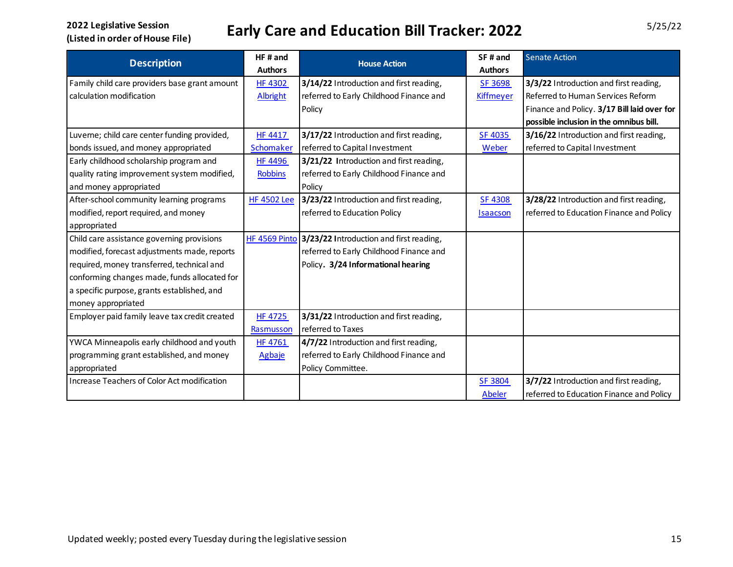**2022 Legislative Session**
**(Listed in order of House File)**

# Early Care and Education Bill Tracker: 2022

5/25/22

| Description | HF # and Authors | House Action | SF # and Authors | Senate Action |
|---|---|---|---|---|
| Family child care providers base grant amount calculation modification | HF 4302 Albright | **3/14/22** Introduction and first reading, referred to Early Childhood Finance and Policy | SF 3698 Kiffmeyer | **3/3/22** Introduction and first reading, Referred to Human Services Reform Finance and Policy. **3/17 Bill laid over for possible inclusion in the omnibus bill.** |
| Luverne; child care center funding provided, bonds issued, and money appropriated | HF 4417 Schomaker | **3/17/22** Introduction and first reading, referred to Capital Investment | SF 4035 Weber | **3/16/22** Introduction and first reading, referred to Capital Investment |
| Early childhood scholarship program and quality rating improvement system modified, and money appropriated | HF 4496 Robbins | **3/21/22** **I**ntroduction and first reading, referred to Early Childhood Finance and Policy | | |
| After-school community learning programs modified, report required, and money appropriated | HF 4502 Lee | **3/23/22** Introduction and first reading, referred to Education Policy | SF 4308 Isaacson | **3/28/22** Introduction and first reading, referred to Education Finance and Policy |
| Child care assistance governing provisions modified, forecast adjustments made, reports required, money transferred, technical and conforming changes made, funds allocated for a specific purpose, grants established, and money appropriated | HF 4569 Pinto | **3/23/22** Introduction and first reading, referred to Early Childhood Finance and Policy**. 3/24 Informational hearing** | | |
| Employer paid family leave tax credit created | HF 4725 Rasmusson | **3/31/22** Introduction and first reading, referred to Taxes | | |
| YWCA Minneapolis early childhood and youth programming grant established, and money appropriated | HF 4761 Agbaje | **4/7/22** Introduction and first reading, referred to Early Childhood Finance and Policy Committee. | | |
| Increase Teachers of Color Act modification | | | SF 3804 Abeler | **3/7/22** Introduction and first reading, referred to Education Finance and Policy |

Updated weekly; posted every Tuesday during the legislative session